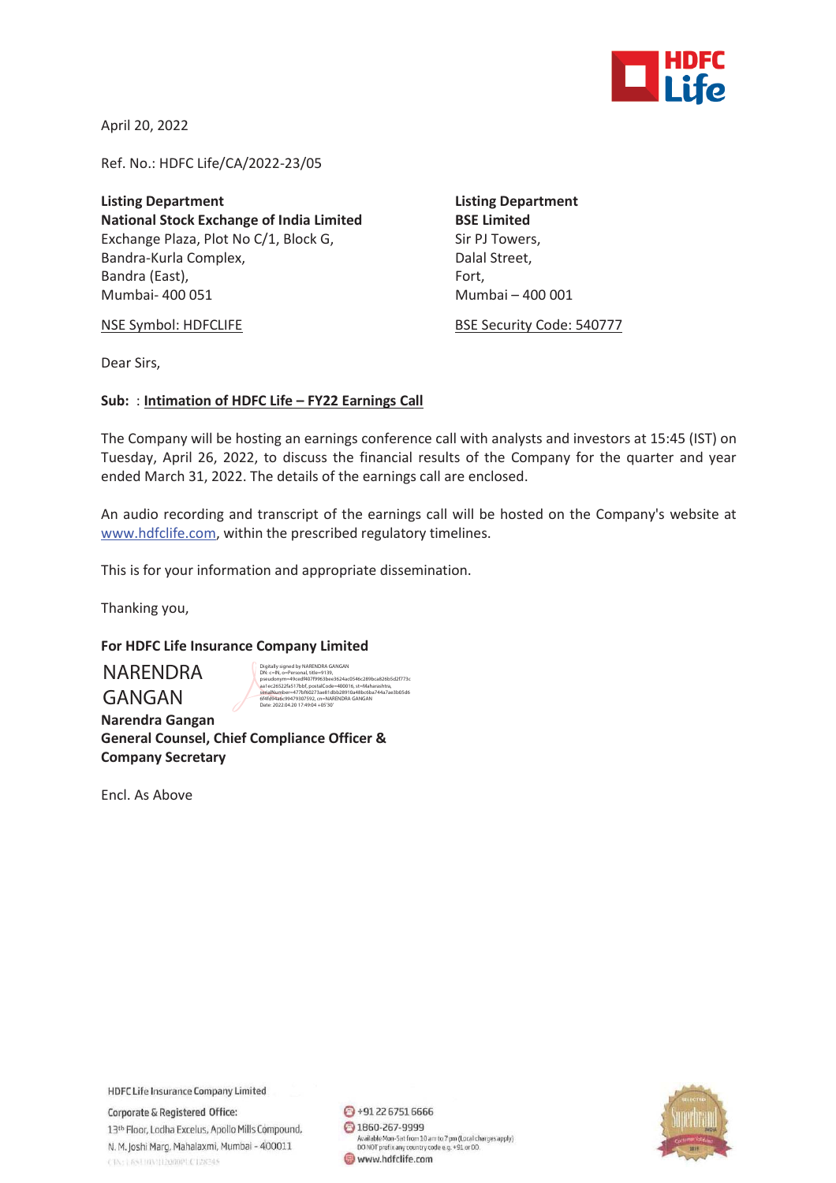April 20, 2022

Ref. No.: HDFC Life/CA/2022-23/05

**Listing Department**
**National Stock Exchange of India Limited**
Exchange Plaza, Plot No C/1, Block G,
Bandra-Kurla Complex,
Bandra (East),
Mumbai- 400 051

NSE Symbol: HDFCLIFE

**Listing Department**
**BSE Limited**
Sir PJ Towers,
Dalal Street,
Fort,
Mumbai – 400 001

BSE Security Code: 540777

Dear Sirs,

**Sub:** : **Intimation of HDFC Life – FY22 Earnings Call**

The Company will be hosting an earnings conference call with analysts and investors at 15:45 (IST) on Tuesday, April 26, 2022, to discuss the financial results of the Company for the quarter and year ended March 31, 2022. The details of the earnings call are enclosed.

An audio recording and transcript of the earnings call will be hosted on the Company's website at www.hdfclife.com, within the prescribed regulatory timelines.

This is for your information and appropriate dissemination.

Thanking you,

**For HDFC Life Insurance Company Limited**

NARENDRA GANGAN

Digitally signed by NARENDRA GANGAN
Date: 2022.04.20 17:49:04 +05'30'

**Narendra Gangan**
**General Counsel, Chief Compliance Officer &**
**Company Secretary**

Encl. As Above

HDFC Life Insurance Company Limited
Corporate & Registered Office:
13th Floor, Lodha Excelus, Apollo Mills Compound,
N. M. Joshi Marg, Mahalaxmi, Mumbai - 400011

+91 22 6751 6666
1860-267-9999
Available Mon-Sat from 10 am to 7 pm (Local charges apply)
DO NOT prefix any country code e.g. +91 or 00.
www.hdfclife.com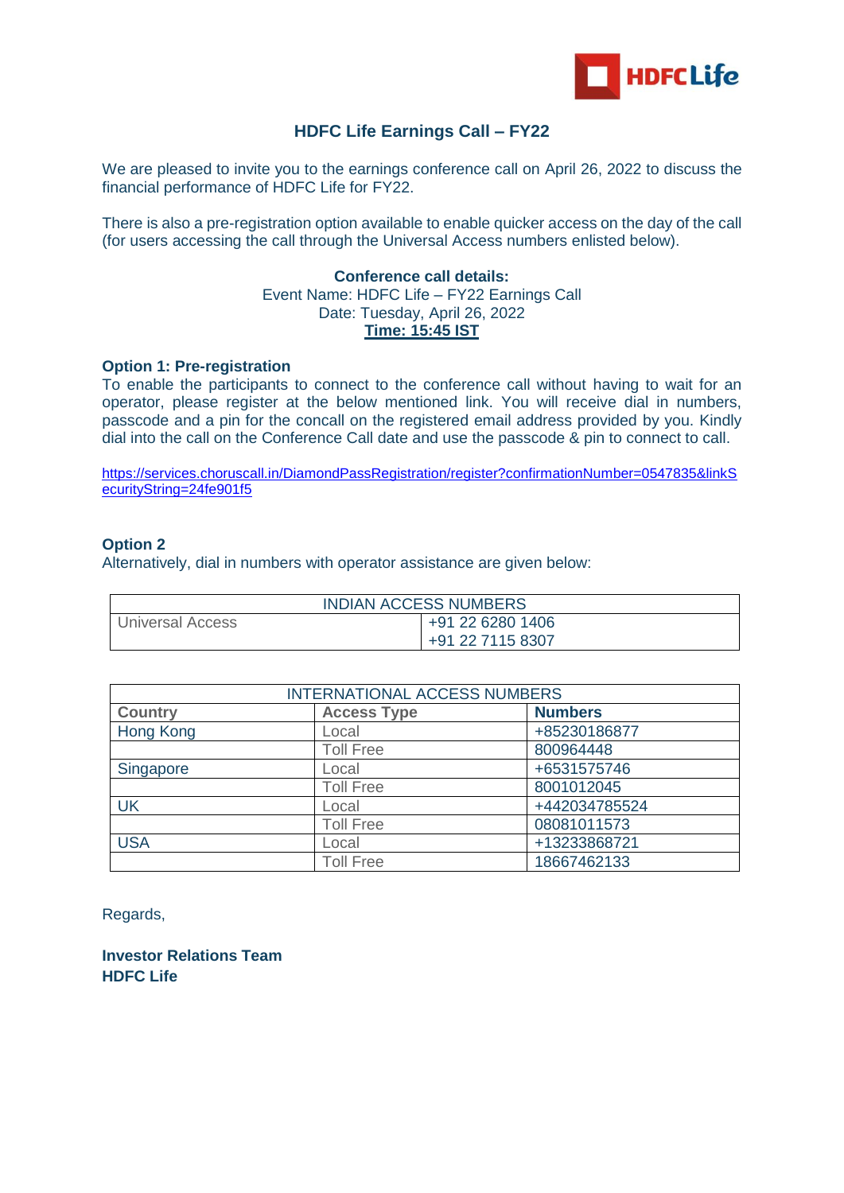# HDFC Life Earnings Call – FY22

We are pleased to invite you to the earnings conference call on April 26, 2022 to discuss the financial performance of HDFC Life for FY22.

There is also a pre-registration option available to enable quicker access on the day of the call (for users accessing the call through the Universal Access numbers enlisted below).

**Conference call details:**
Event Name: HDFC Life – FY22 Earnings Call
Date: Tuesday, April 26, 2022
**Time: 15:45 IST**

**Option 1: Pre-registration**
To enable the participants to connect to the conference call without having to wait for an operator, please register at the below mentioned link. You will receive dial in numbers, passcode and a pin for the concall on the registered email address provided by you. Kindly dial into the call on the Conference Call date and use the passcode & pin to connect to call.

https://services.choruscall.in/DiamondPassRegistration/register?confirmationNumber=0547835&linkSecurityString=24fe901f5

**Option 2**
Alternatively, dial in numbers with operator assistance are given below:

| INDIAN ACCESS NUMBERS | |
|---|---|
| Universal Access | +91 22 6280 1406<br>+91 22 7115 8307 |

| INTERNATIONAL ACCESS NUMBERS | | |
|---|---|---|
| **Country** | **Access Type** | **Numbers** |
| Hong Kong | Local | +85230186877 |
| | Toll Free | 800964448 |
| Singapore | Local | +6531575746 |
| | Toll Free | 8001012045 |
| UK | Local | +442034785524 |
| | Toll Free | 08081011573 |
| USA | Local | +13233868721 |
| | Toll Free | 18667462133 |

Regards,

**Investor Relations Team**
**HDFC Life**